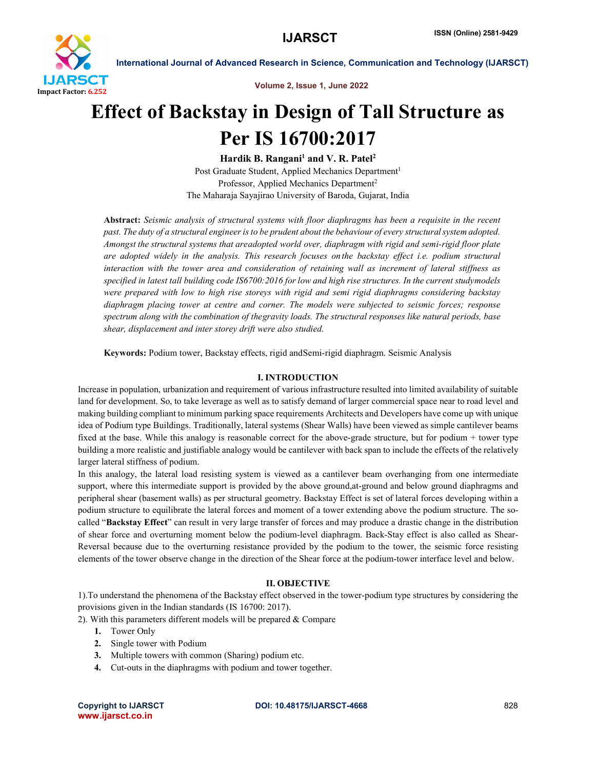# Effect of Backstay in Design of Tall Structure as Per IS 16700:2017

**Hardik B. Rangani[1] and V. R. Patel[2]**

Post Graduate Student, Applied Mechanics Department[1]

Professor, Applied Mechanics Department[2]

The Maharaja Sayajirao University of Baroda, Gujarat, India

**Abstract:** *Seismic analysis of structural systems with floor diaphragms has been a requisite in the recent past. The duty of a structural engineer is to be prudent about the behaviour of every structural system adopted. Amongst the structural systems that areadopted world over, diaphragm with rigid and semi-rigid floor plate are adopted widely in the analysis. This research focuses on the backstay effect i.e. podium structural interaction with the tower area and consideration of retaining wall as increment of lateral stiffness as specified in latest tall building code IS6700:2016 for low and high rise structures. In the current studymodels were prepared with low to high rise storeys with rigid and semi rigid diaphragms considering backstay diaphragm placing tower at centre and corner. The models were subjected to seismic forces; response spectrum along with the combination of thegravity loads. The structural responses like natural periods, base shear, displacement and inter storey drift were also studied.*

**Keywords:** Podium tower, Backstay effects, rigid andSemi-rigid diaphragm. Seismic Analysis

## I. INTRODUCTION

Increase in population, urbanization and requirement of various infrastructure resulted into limited availability of suitable land for development. So, to take leverage as well as to satisfy demand of larger commercial space near to road level and making building compliant to minimum parking space requirements Architects and Developers have come up with unique idea of Podium type Buildings. Traditionally, lateral systems (Shear Walls) have been viewed as simple cantilever beams fixed at the base. While this analogy is reasonable correct for the above-grade structure, but for podium + tower type building a more realistic and justifiable analogy would be cantilever with back span to include the effects of the relatively larger lateral stiffness of podium.

In this analogy, the lateral load resisting system is viewed as a cantilever beam overhanging from one intermediate support, where this intermediate support is provided by the above ground,at-ground and below ground diaphragms and peripheral shear (basement walls) as per structural geometry. Backstay Effect is set of lateral forces developing within a podium structure to equilibrate the lateral forces and moment of a tower extending above the podium structure. The so-called "**Backstay Effect**" can result in very large transfer of forces and may produce a drastic change in the distribution of shear force and overturning moment below the podium-level diaphragm. Back-Stay effect is also called as Shear-Reversal because due to the overturning resistance provided by the podium to the tower, the seismic force resisting elements of the tower observe change in the direction of the Shear force at the podium-tower interface level and below.

## II. OBJECTIVE

1).To understand the phenomena of the Backstay effect observed in the tower-podium type structures by considering the provisions given in the Indian standards (IS 16700: 2017).

2). With this parameters different models will be prepared & Compare

1. Tower Only
2. Single tower with Podium
3. Multiple towers with common (Sharing) podium etc.
4. Cut-outs in the diaphragms with podium and tower together.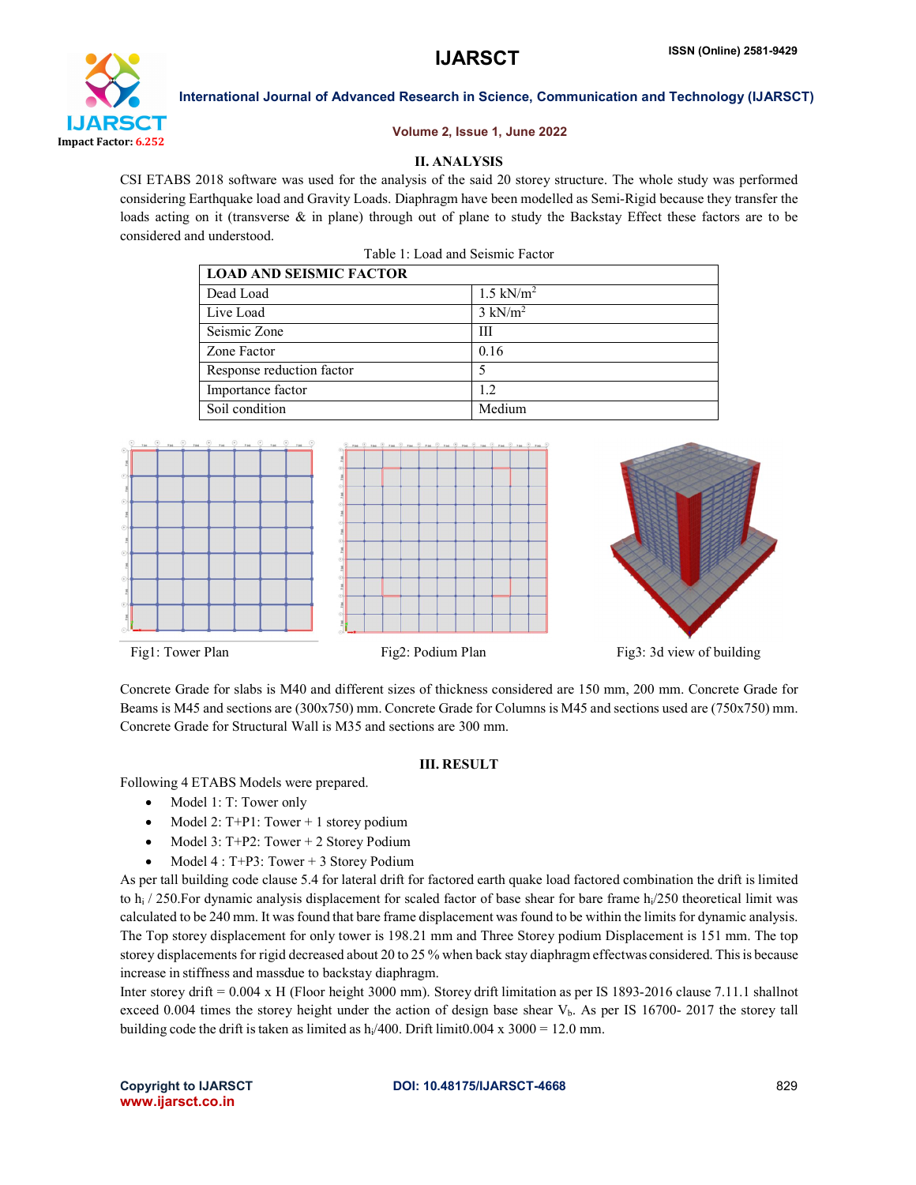## II. ANALYSIS

CSI ETABS 2018 software was used for the analysis of the said 20 storey structure. The whole study was performed considering Earthquake load and Gravity Loads. Diaphragm have been modelled as Semi-Rigid because they transfer the loads acting on it (transverse & in plane) through out of plane to study the Backstay Effect these factors are to be considered and understood.

Table 1: Load and Seismic Factor

| LOAD AND SEISMIC FACTOR | |
|---|---|
| Dead Load | 1.5 kN/m$^2$ |
| Live Load | 3 kN/m$^2$ |
| Seismic Zone | III |
| Zone Factor | 0.16 |
| Response reduction factor | 5 |
| Importance factor | 1.2 |
| Soil condition | Medium |

Fig1: Tower Plan

Fig2: Podium Plan

Fig3: 3d view of building

Concrete Grade for slabs is M40 and different sizes of thickness considered are 150 mm, 200 mm. Concrete Grade for Beams is M45 and sections are (300x750) mm. Concrete Grade for Columns is M45 and sections used are (750x750) mm. Concrete Grade for Structural Wall is M35 and sections are 300 mm.

## III. RESULT

Following 4 ETABS Models were prepared.

- Model 1: T: Tower only
- Model 2: T+P1: Tower + 1 storey podium
- Model 3: T+P2: Tower + 2 Storey Podium
- Model 4 : T+P3: Tower + 3 Storey Podium

As per tall building code clause 5.4 for lateral drift for factored earth quake load factored combination the drift is limited to $h_i$ / 250.For dynamic analysis displacement for scaled factor of base shear for bare frame $h_i$/250 theoretical limit was calculated to be 240 mm. It was found that bare frame displacement was found to be within the limits for dynamic analysis. The Top storey displacement for only tower is 198.21 mm and Three Storey podium Displacement is 151 mm. The top storey displacements for rigid decreased about 20 to 25 % when back stay diaphragm effectwas considered. This is because increase in stiffness and massdue to backstay diaphragm.

Inter storey drift = 0.004 x H (Floor height 3000 mm). Storey drift limitation as per IS 1893-2016 clause 7.11.1 shallnot exceed 0.004 times the storey height under the action of design base shear $V_b$. As per IS 16700- 2017 the storey tall building code the drift is taken as limited as $h_i$/400. Drift limit0.004 x 3000 = 12.0 mm.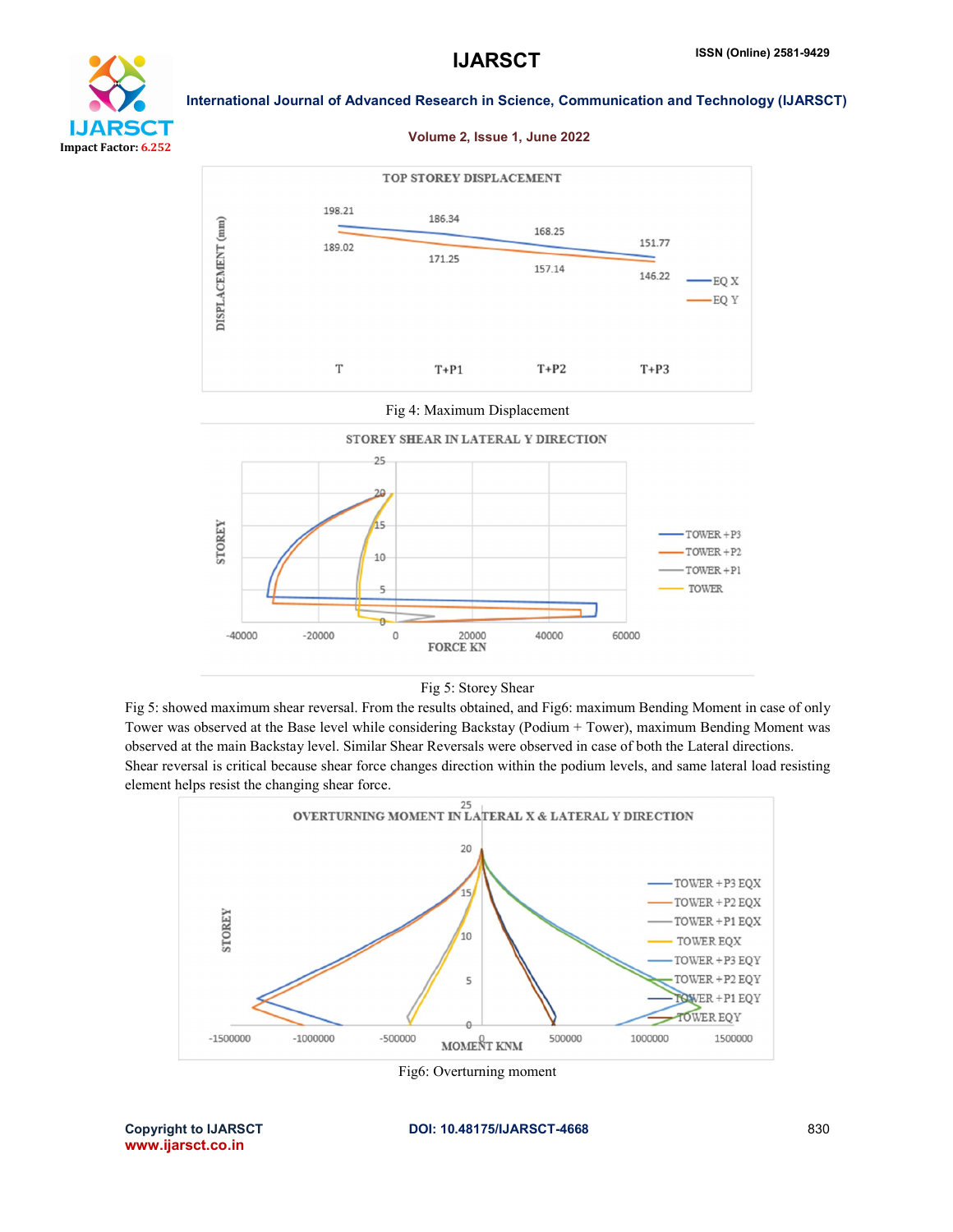Fig 4: Maximum Displacement

Fig 5: Storey Shear

Fig 5: showed maximum shear reversal. From the results obtained, and Fig6: maximum Bending Moment in case of only Tower was observed at the Base level while considering Backstay (Podium + Tower), maximum Bending Moment was observed at the main Backstay level. Similar Shear Reversals were observed in case of both the Lateral directions. Shear reversal is critical because shear force changes direction within the podium levels, and same lateral load resisting element helps resist the changing shear force.

Fig6: Overturning moment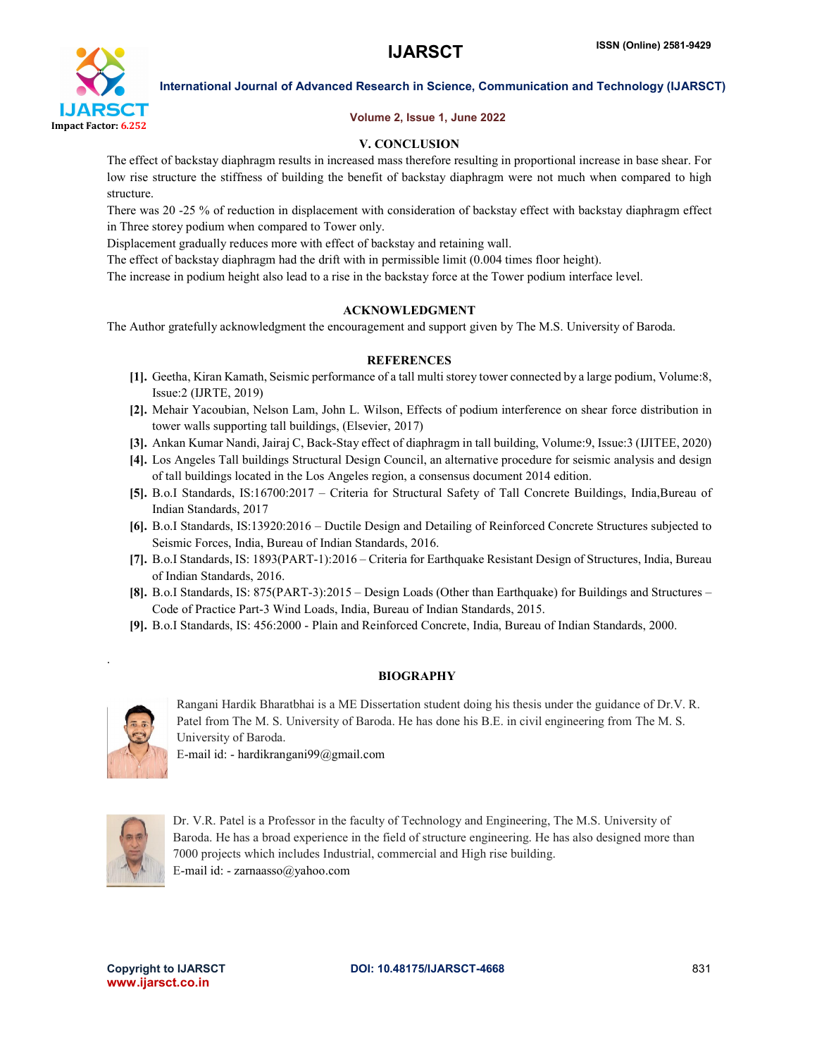## V. CONCLUSION

The effect of backstay diaphragm results in increased mass therefore resulting in proportional increase in base shear. For low rise structure the stiffness of building the benefit of backstay diaphragm were not much when compared to high structure.

There was 20 -25 % of reduction in displacement with consideration of backstay effect with backstay diaphragm effect in Three storey podium when compared to Tower only.

Displacement gradually reduces more with effect of backstay and retaining wall.

The effect of backstay diaphragm had the drift with in permissible limit (0.004 times floor height).

The increase in podium height also lead to a rise in the backstay force at the Tower podium interface level.

## ACKNOWLEDGMENT

The Author gratefully acknowledgment the encouragement and support given by The M.S. University of Baroda.

## REFERENCES

[1]. Geetha, Kiran Kamath, Seismic performance of a tall multi storey tower connected by a large podium, Volume:8, Issue:2 (IJRTE, 2019)

[2]. Mehair Yacoubian, Nelson Lam, John L. Wilson, Effects of podium interference on shear force distribution in tower walls supporting tall buildings, (Elsevier, 2017)

[3]. Ankan Kumar Nandi, Jairaj C, Back-Stay effect of diaphragm in tall building, Volume:9, Issue:3 (IJITEE, 2020)

[4]. Los Angeles Tall buildings Structural Design Council, an alternative procedure for seismic analysis and design of tall buildings located in the Los Angeles region, a consensus document 2014 edition.

[5]. B.o.I Standards, IS:16700:2017 – Criteria for Structural Safety of Tall Concrete Buildings, India,Bureau of Indian Standards, 2017

[6]. B.o.I Standards, IS:13920:2016 – Ductile Design and Detailing of Reinforced Concrete Structures subjected to Seismic Forces, India, Bureau of Indian Standards, 2016.

[7]. B.o.I Standards, IS: 1893(PART-1):2016 – Criteria for Earthquake Resistant Design of Structures, India, Bureau of Indian Standards, 2016.

[8]. B.o.I Standards, IS: 875(PART-3):2015 – Design Loads (Other than Earthquake) for Buildings and Structures – Code of Practice Part-3 Wind Loads, India, Bureau of Indian Standards, 2015.

[9]. B.o.I Standards, IS: 456:2000 - Plain and Reinforced Concrete, India, Bureau of Indian Standards, 2000.

## BIOGRAPHY

Rangani Hardik Bharatbhai is a ME Dissertation student doing his thesis under the guidance of Dr.V. R. Patel from The M. S. University of Baroda. He has done his B.E. in civil engineering from The M. S. University of Baroda.
E-mail id: - hardikrangani99@gmail.com

Dr. V.R. Patel is a Professor in the faculty of Technology and Engineering, The M.S. University of Baroda. He has a broad experience in the field of structure engineering. He has also designed more than 7000 projects which includes Industrial, commercial and High rise building.
E-mail id: - zarnaasso@yahoo.com